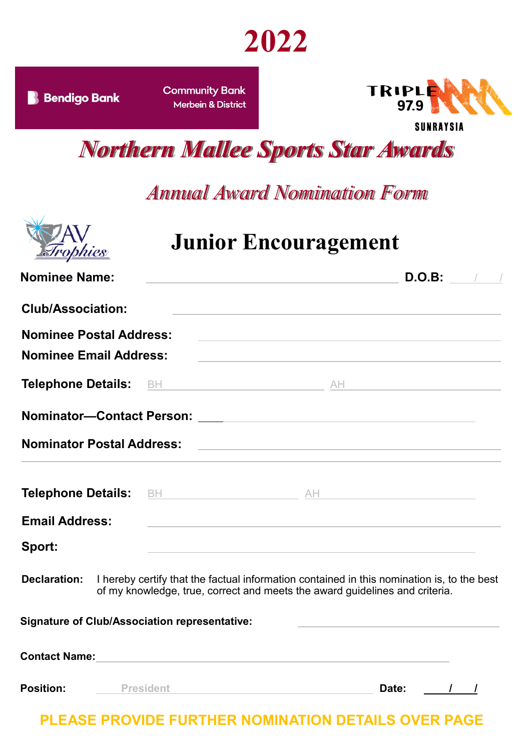# 2022

Bendigo Bank | Community Bank Merbein & District

TRIPLE M 97.9 SUNRAYSIA

# *Northern Mallee Sports Star Awards*

## *Annual Award Nomination Form*

AV Trophies

## Junior Encouragement

**Nominee Name:** ______________________ **D.O.B:** ___/___/___

**Club/Association:** ______________________

**Nominee Postal Address:** ______________________

**Nominee Email Address:** ______________________

**Telephone Details:** BH ______________ AH ______________

**Nominator—Contact Person:** ______________________

**Nominator Postal Address:** ______________________

______________________

**Telephone Details:** BH ______________ AH ______________

**Email Address:** ______________________

**Sport:** ______________________

**Declaration:** I hereby certify that the factual information contained in this nomination is, to the best of my knowledge, true, correct and meets the award guidelines and criteria.

**Signature of Club/Association representative:** ______________________

**Contact Name:** ______________________

**Position:** President **Date:** ___/___/___

**PLEASE PROVIDE FURTHER NOMINATION DETAILS OVER PAGE**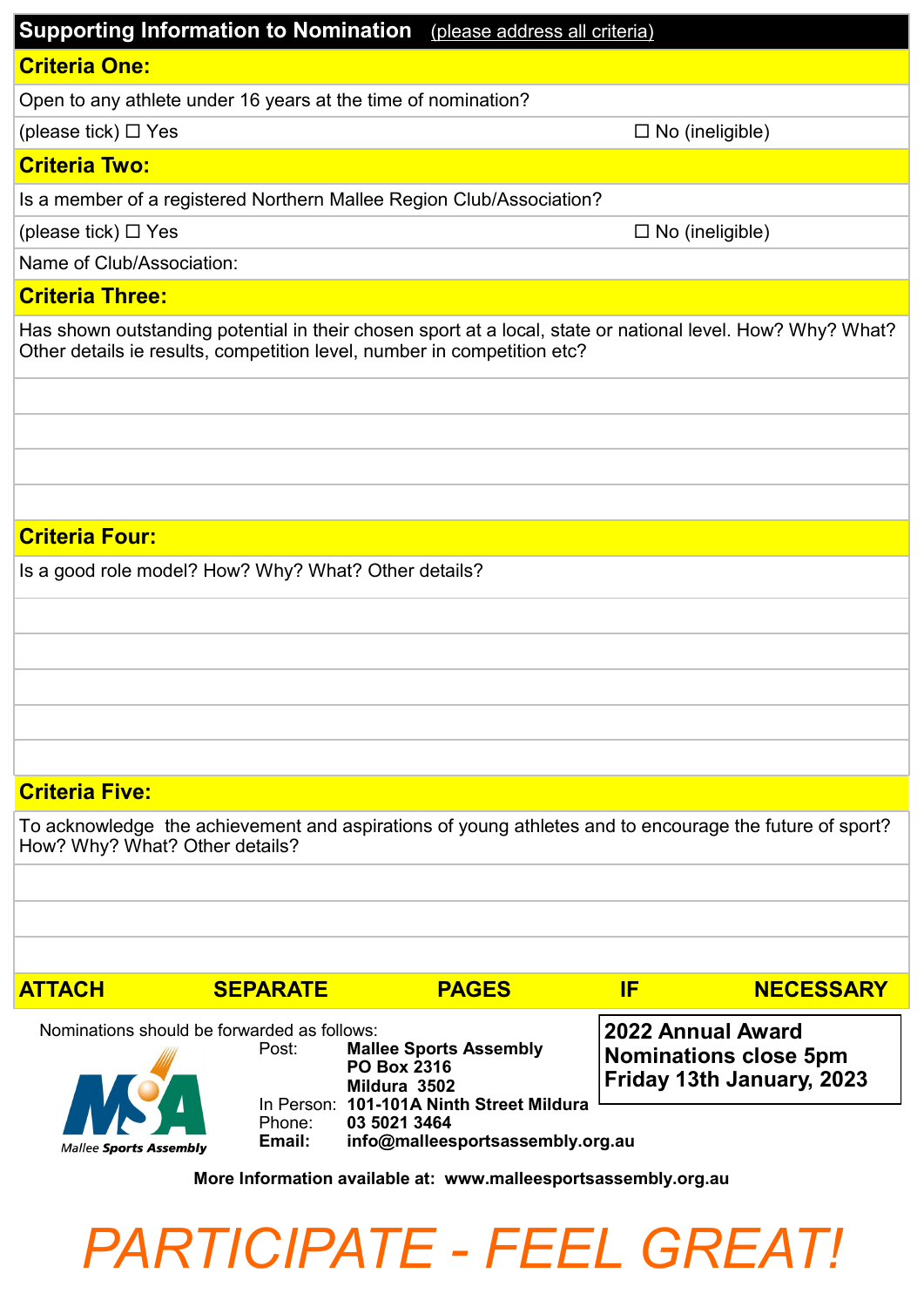## Supporting Information to Nomination (please address all criteria)

### Criteria One:

Open to any athlete under 16 years at the time of nomination?

(please tick) ☐ Yes ☐ No (ineligible)

### Criteria Two:

Is a member of a registered Northern Mallee Region Club/Association?

(please tick) ☐ Yes ☐ No (ineligible)

Name of Club/Association:

### Criteria Three:

Has shown outstanding potential in their chosen sport at a local, state or national level. How? Why? What? Other details ie results, competition level, number in competition etc?

### Criteria Four:

Is a good role model? How? Why? What? Other details?

### Criteria Five:

To acknowledge the achievement and aspirations of young athletes and to encourage the future of sport? How? Why? What? Other details?

**ATTACH SEPARATE PAGES IF NECESSARY**

Nominations should be forwarded as follows:

| | |
|---|---|
| Post: | **Mallee Sports Assembly**<br>**PO Box 2316**<br>**Mildura 3502** |
| In Person: | **101-101A Ninth Street Mildura** |
| Phone: | **03 5021 3464** |
| **Email:** | **info@malleesportsassembly.org.au** |

MSA Mallee Sports Assembly

**2022 Annual Award**
**Nominations close 5pm**
**Friday 13th January, 2023**

**More Information available at: www.malleesportsassembly.org.au**

*PARTICIPATE - FEEL GREAT!*